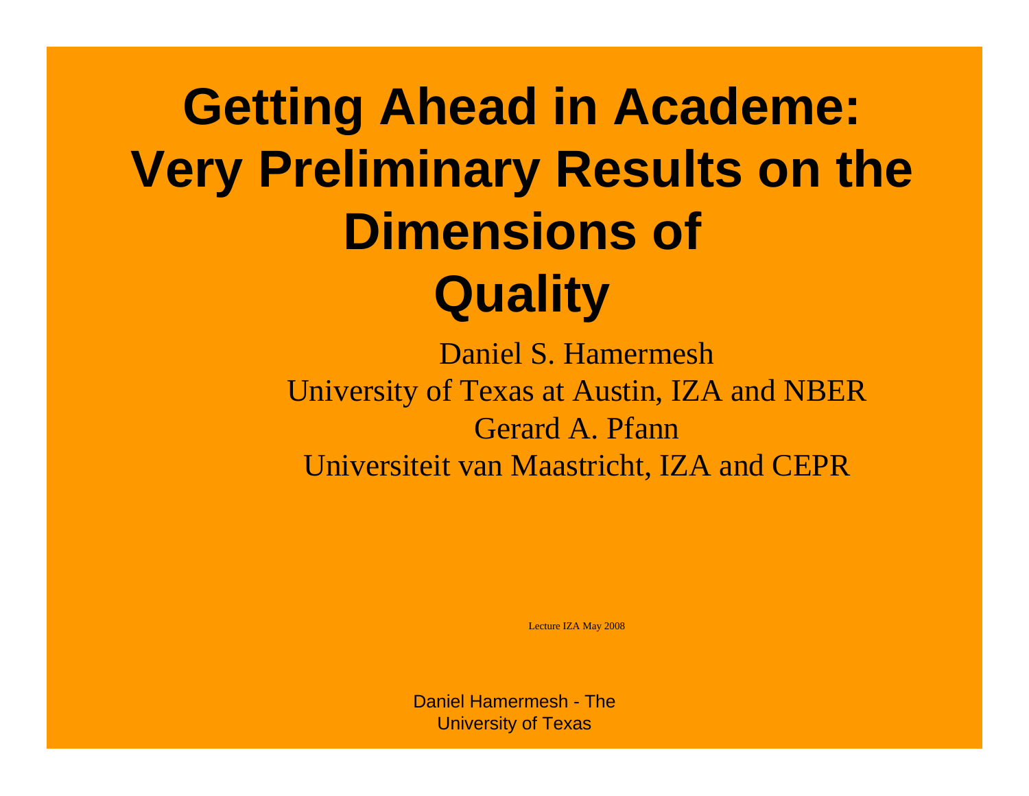# Getting Ahead in Academe: Very Preliminary Results on the Dimensions of Quality

Daniel S. Hamermesh
University of Texas at Austin, IZA and NBER
Gerard A. Pfann
Universiteit van Maastricht, IZA and CEPR

Lecture IZA May 2008

Daniel Hamermesh - The University of Texas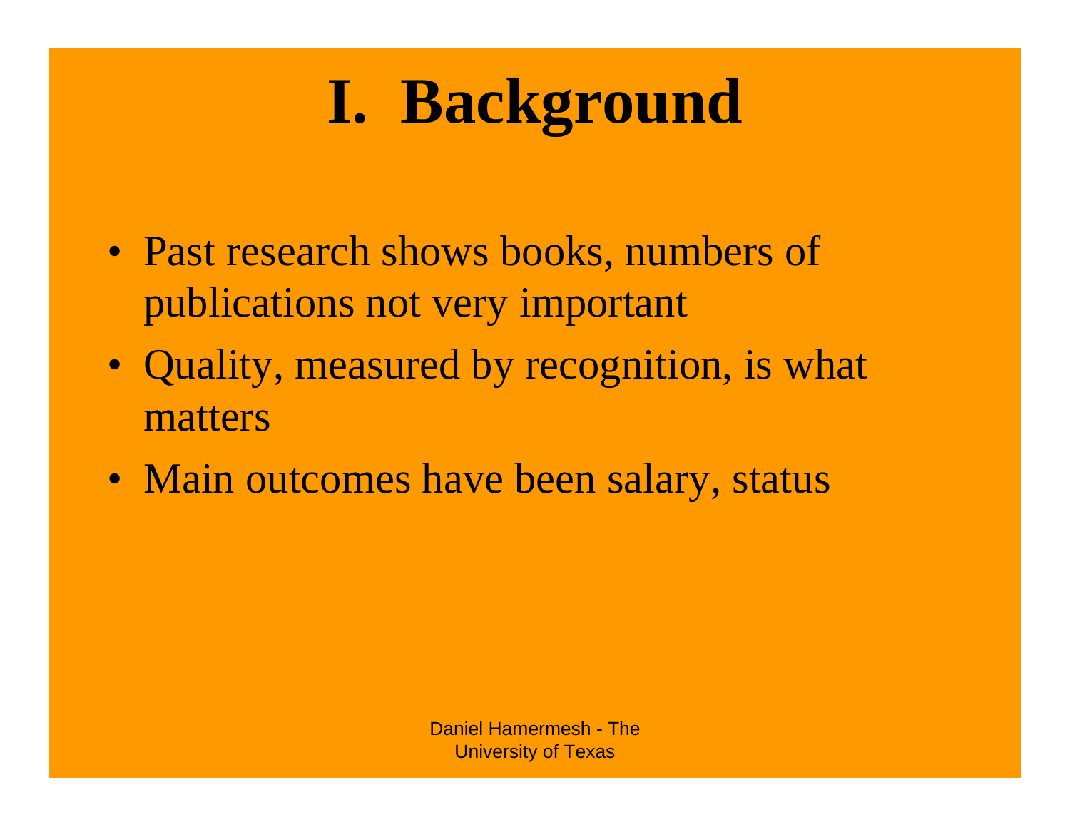# I. Background

- Past research shows books, numbers of publications not very important
- Quality, measured by recognition, is what matters
- Main outcomes have been salary, status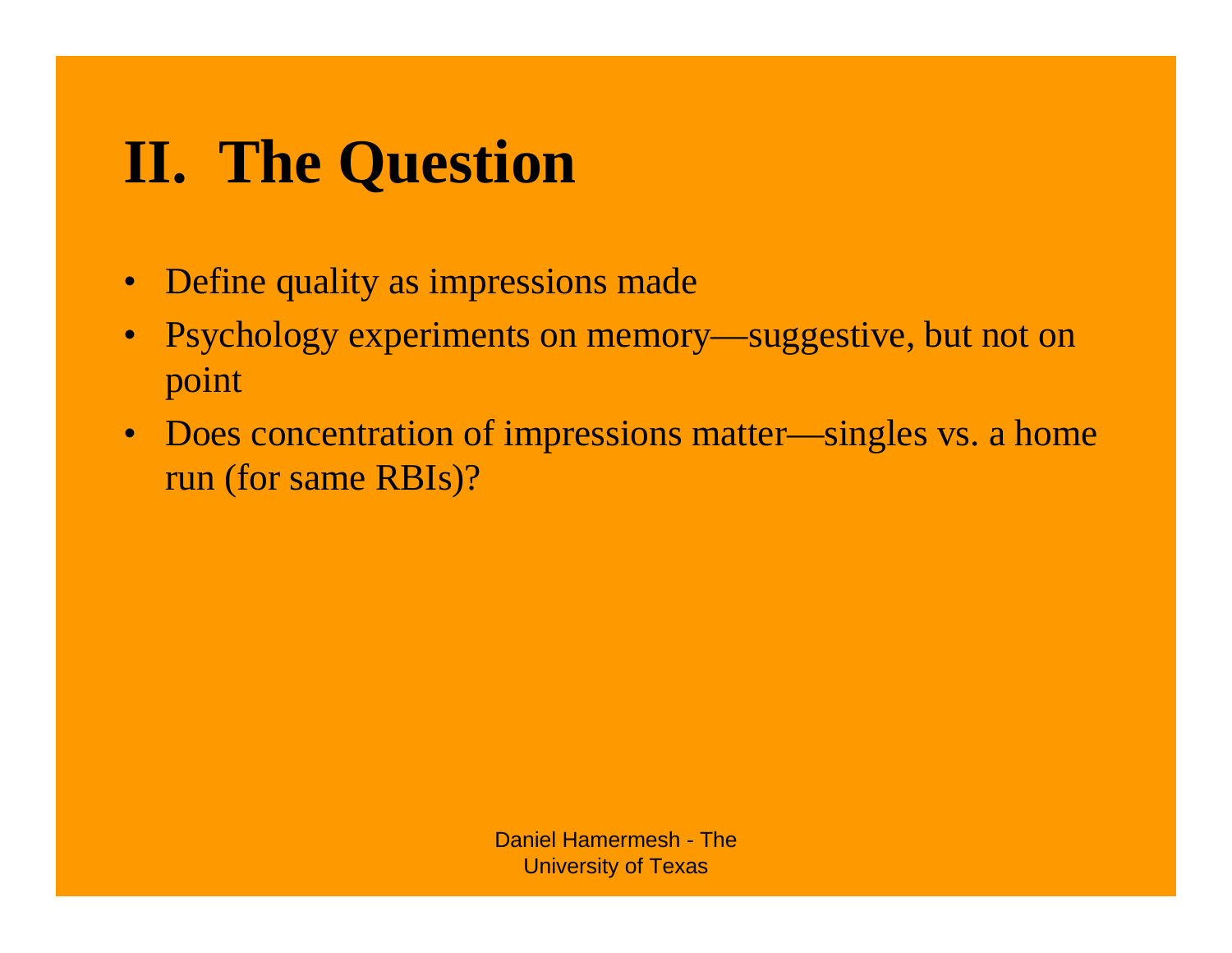# II. The Question

- Define quality as impressions made
- Psychology experiments on memory—suggestive, but not on point
- Does concentration of impressions matter—singles vs. a home run (for same RBIs)?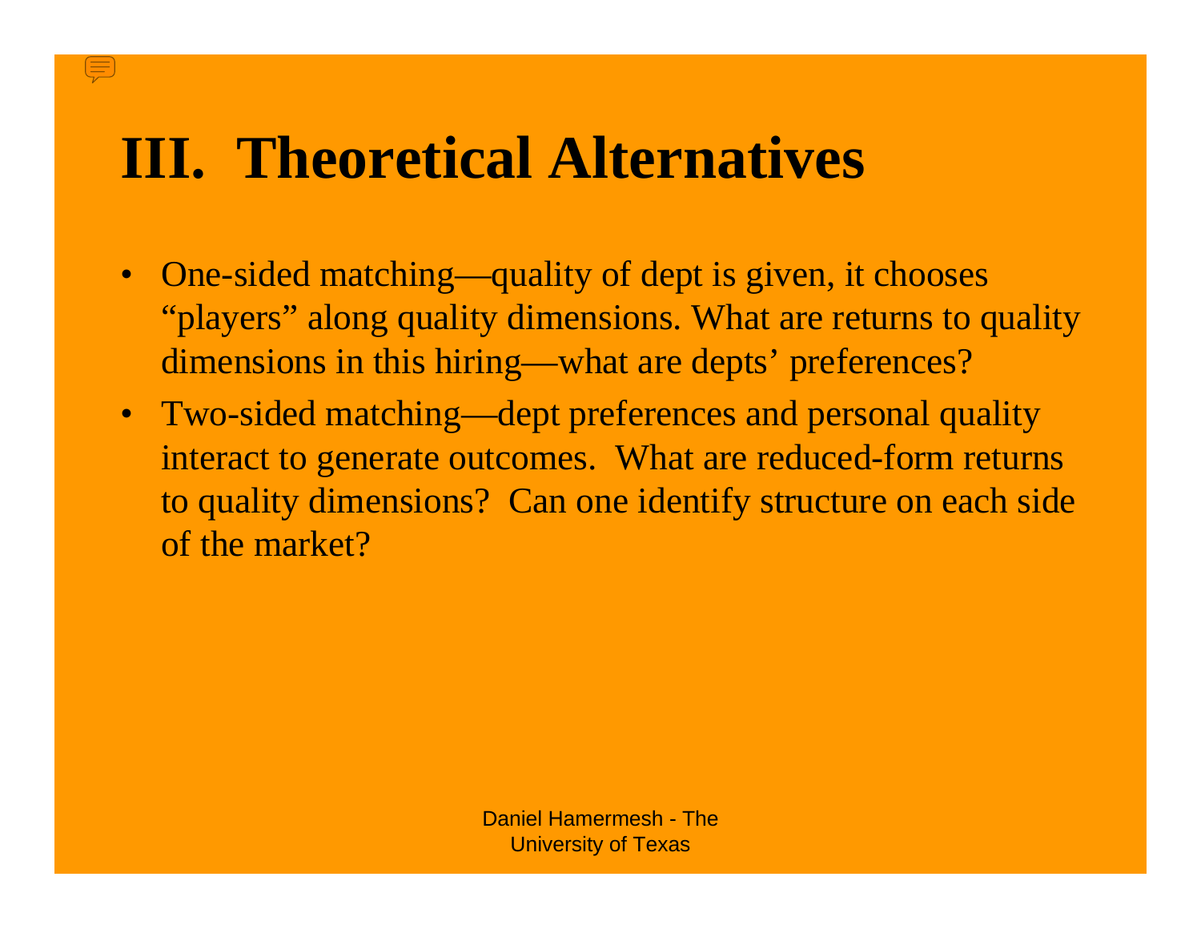# III. Theoretical Alternatives

- One-sided matching—quality of dept is given, it chooses "players" along quality dimensions. What are returns to quality dimensions in this hiring—what are depts' preferences?
- Two-sided matching—dept preferences and personal quality interact to generate outcomes. What are reduced-form returns to quality dimensions? Can one identify structure on each side of the market?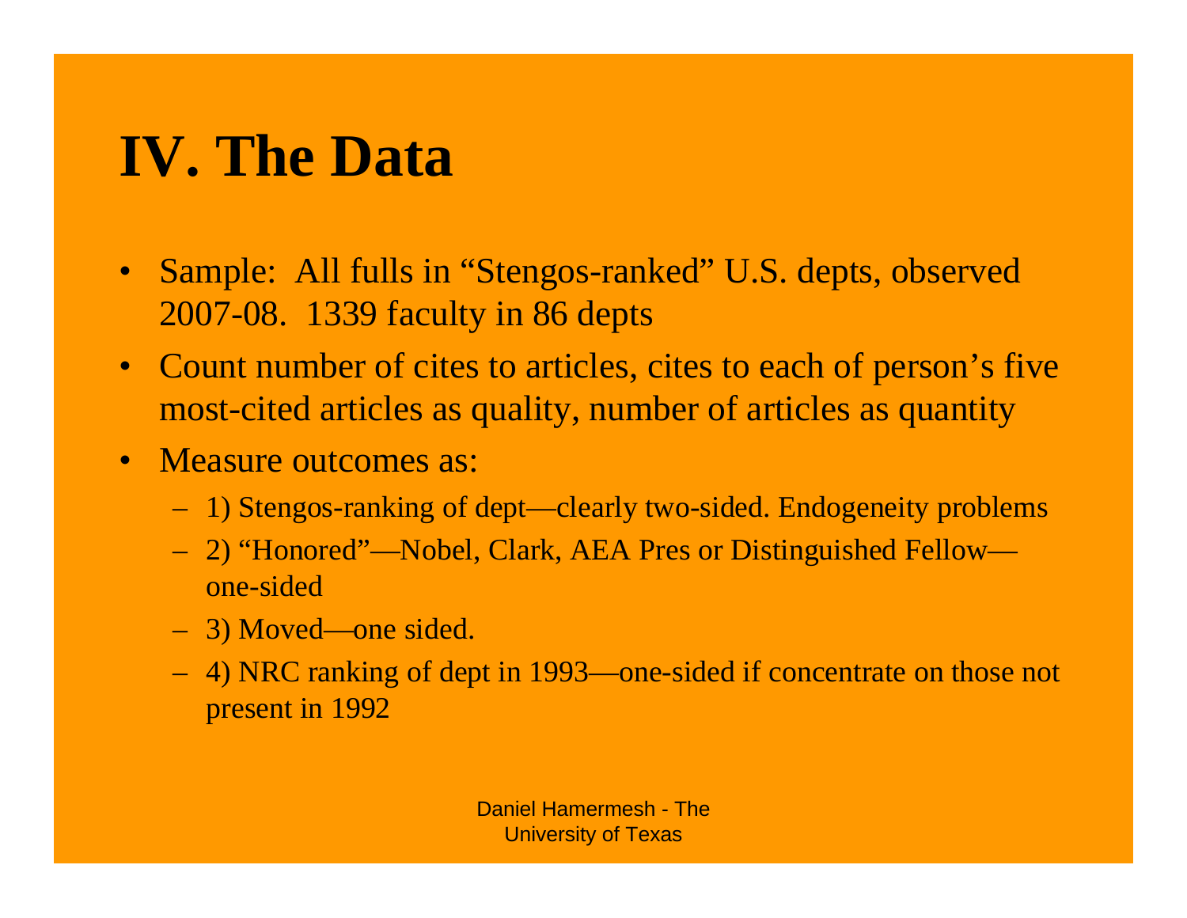# IV. The Data

- Sample: All fulls in "Stengos-ranked" U.S. depts, observed 2007-08. 1339 faculty in 86 depts
- Count number of cites to articles, cites to each of person's five most-cited articles as quality, number of articles as quantity
- Measure outcomes as:
  - 1) Stengos-ranking of dept—clearly two-sided. Endogeneity problems
  - 2) "Honored"—Nobel, Clark, AEA Pres or Distinguished Fellow—one-sided
  - 3) Moved—one sided.
  - 4) NRC ranking of dept in 1993—one-sided if concentrate on those not present in 1992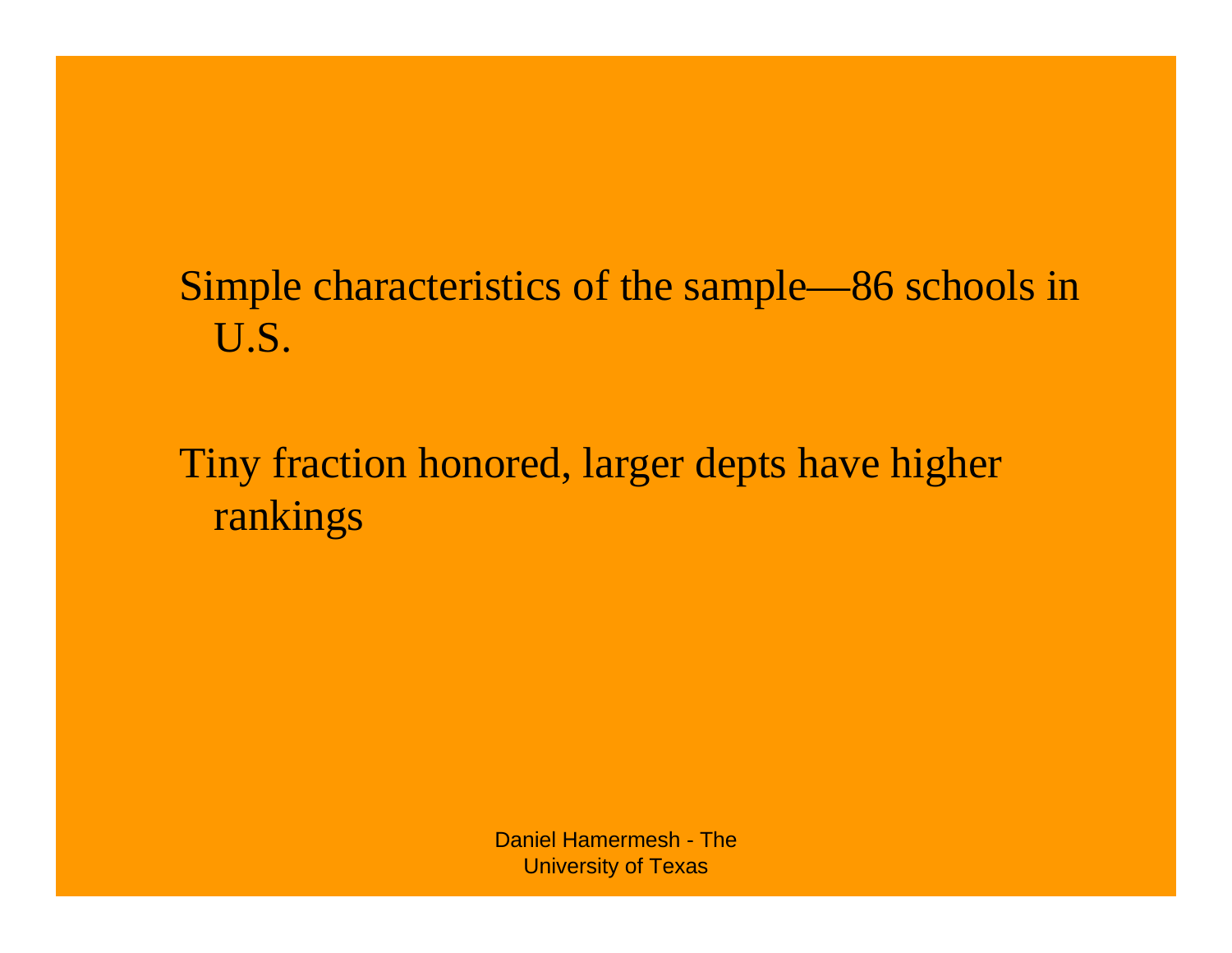Simple characteristics of the sample—86 schools in U.S.

Tiny fraction honored, larger depts have higher rankings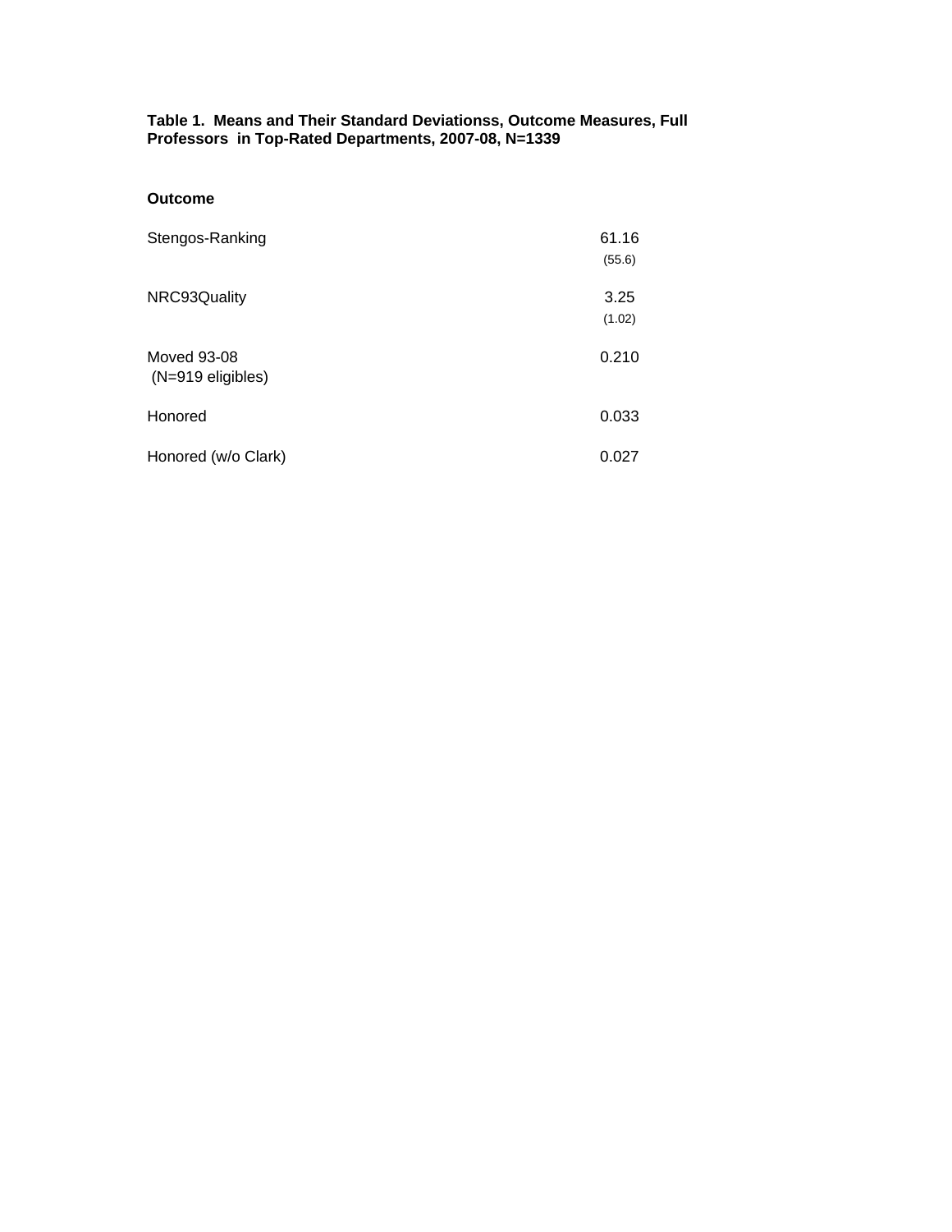**Table 1. Means and Their Standard Deviationss, Outcome Measures, Full Professors in Top-Rated Departments, 2007-08, N=1339**

| **Outcome** | |
|---|---|
| Stengos-Ranking | 61.16 (55.6) |
| NRC93Quality | 3.25 (1.02) |
| Moved 93-08 (N=919 eligibles) | 0.210 |
| Honored | 0.033 |
| Honored (w/o Clark) | 0.027 |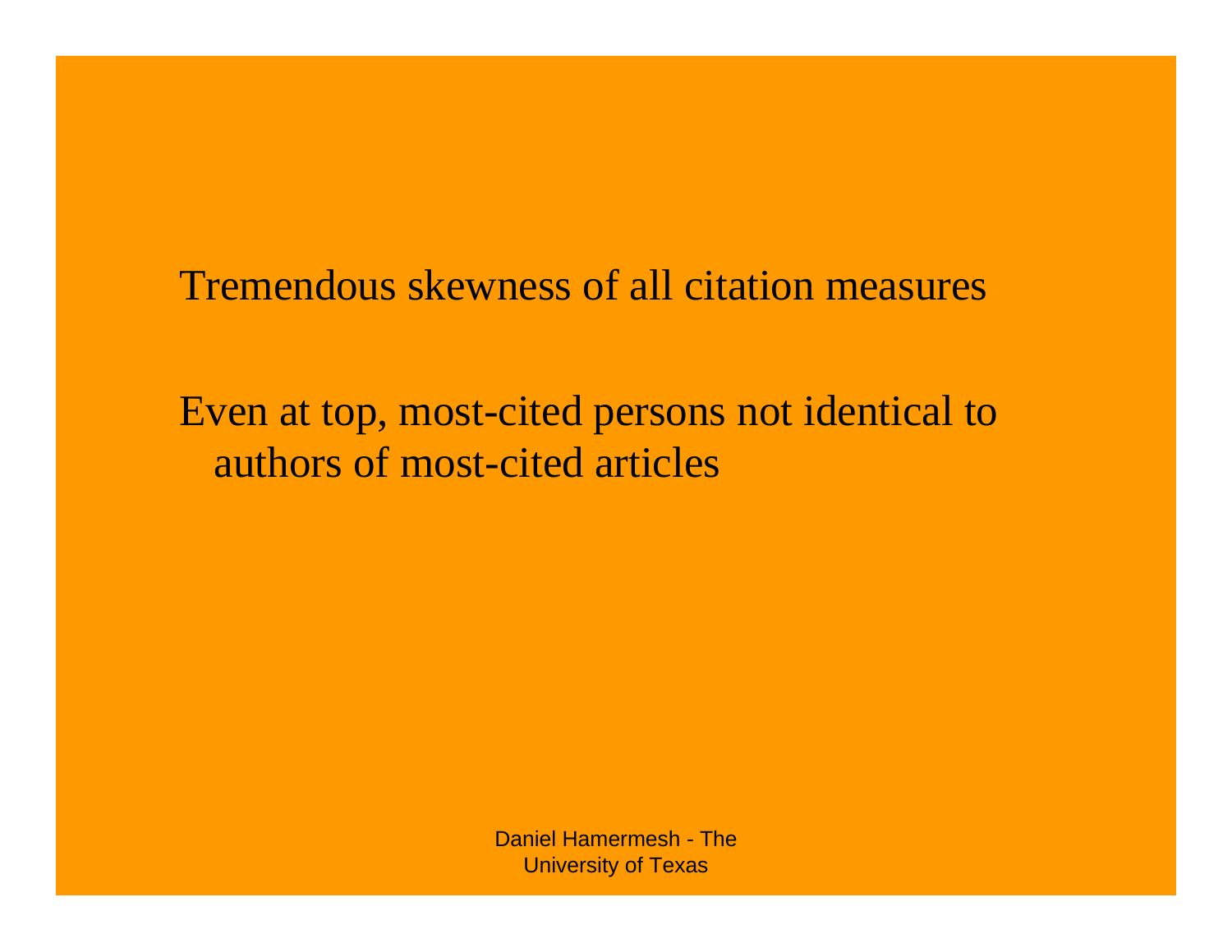Tremendous skewness of all citation measures

Even at top, most-cited persons not identical to authors of most-cited articles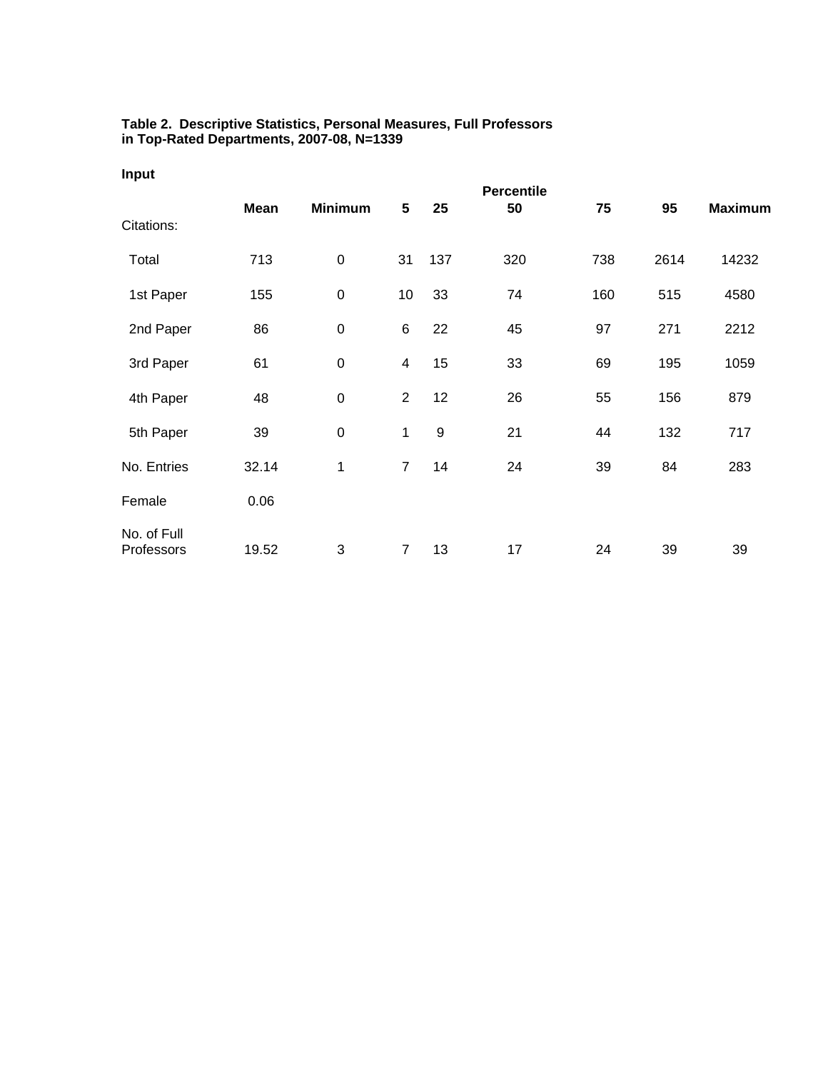**Table 2. Descriptive Statistics, Personal Measures, Full Professors in Top-Rated Departments, 2007-08, N=1339**

**Input**

| | Mean | Minimum | Percentile 5 | 25 | 50 | 75 | 95 | Maximum |
|---|---|---|---|---|---|---|---|---|
| Citations: | | | | | | | | |
| Total | 713 | 0 | 31 | 137 | 320 | 738 | 2614 | 14232 |
| 1st Paper | 155 | 0 | 10 | 33 | 74 | 160 | 515 | 4580 |
| 2nd Paper | 86 | 0 | 6 | 22 | 45 | 97 | 271 | 2212 |
| 3rd Paper | 61 | 0 | 4 | 15 | 33 | 69 | 195 | 1059 |
| 4th Paper | 48 | 0 | 2 | 12 | 26 | 55 | 156 | 879 |
| 5th Paper | 39 | 0 | 1 | 9 | 21 | 44 | 132 | 717 |
| No. Entries | 32.14 | 1 | 7 | 14 | 24 | 39 | 84 | 283 |
| Female | 0.06 | | | | | | | |
| No. of Full Professors | 19.52 | 3 | 7 | 13 | 17 | 24 | 39 | 39 |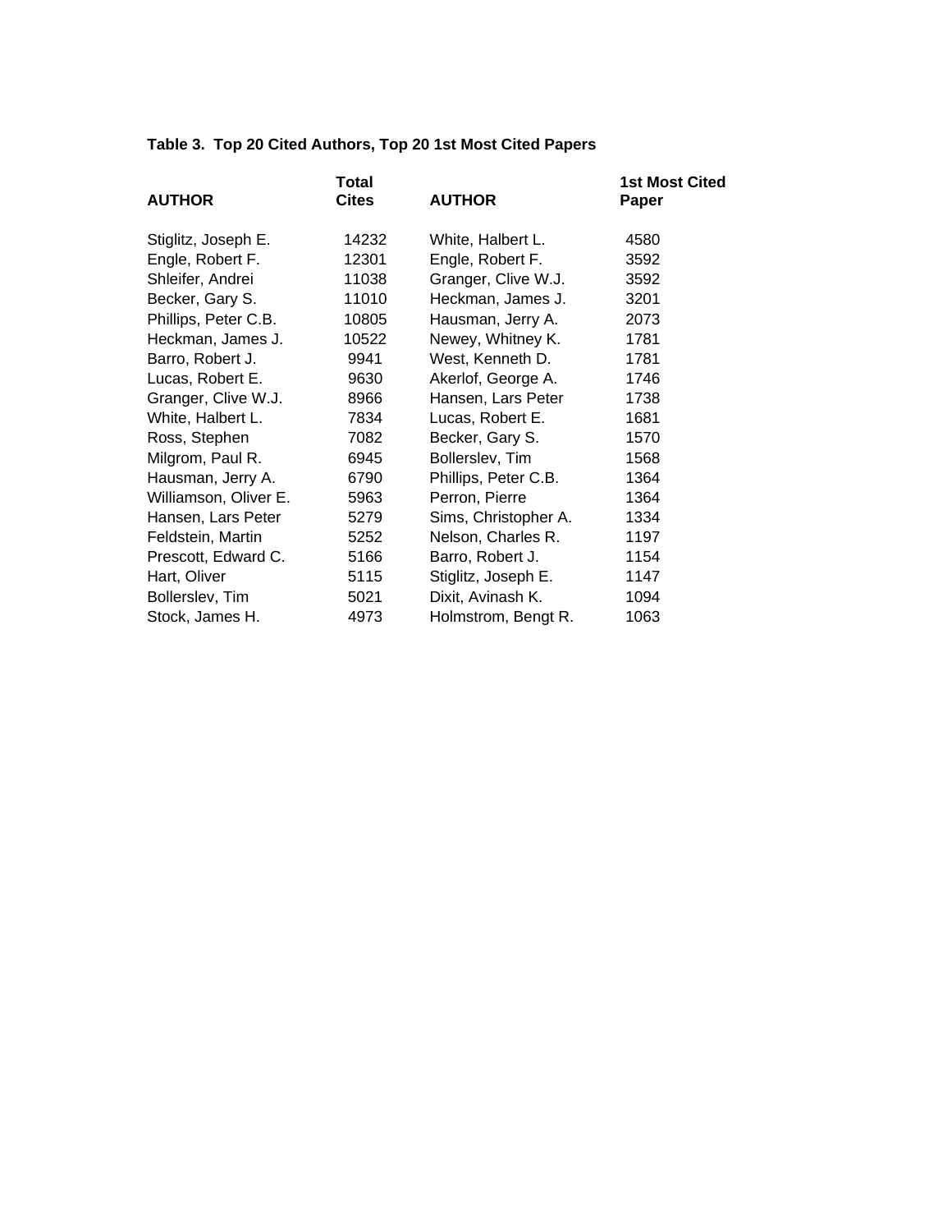**Table 3. Top 20 Cited Authors, Top 20 1st Most Cited Papers**

| AUTHOR | Total Cites | AUTHOR | 1st Most Cited Paper |
|---|---|---|---|
| Stiglitz, Joseph E. | 14232 | White, Halbert L. | 4580 |
| Engle, Robert F. | 12301 | Engle, Robert F. | 3592 |
| Shleifer, Andrei | 11038 | Granger, Clive W.J. | 3592 |
| Becker, Gary S. | 11010 | Heckman, James J. | 3201 |
| Phillips, Peter C.B. | 10805 | Hausman, Jerry A. | 2073 |
| Heckman, James J. | 10522 | Newey, Whitney K. | 1781 |
| Barro, Robert J. | 9941 | West, Kenneth D. | 1781 |
| Lucas, Robert E. | 9630 | Akerlof, George A. | 1746 |
| Granger, Clive W.J. | 8966 | Hansen, Lars Peter | 1738 |
| White, Halbert L. | 7834 | Lucas, Robert E. | 1681 |
| Ross, Stephen | 7082 | Becker, Gary S. | 1570 |
| Milgrom, Paul R. | 6945 | Bollerslev, Tim | 1568 |
| Hausman, Jerry A. | 6790 | Phillips, Peter C.B. | 1364 |
| Williamson, Oliver E. | 5963 | Perron, Pierre | 1364 |
| Hansen, Lars Peter | 5279 | Sims, Christopher A. | 1334 |
| Feldstein, Martin | 5252 | Nelson, Charles R. | 1197 |
| Prescott, Edward C. | 5166 | Barro, Robert J. | 1154 |
| Hart, Oliver | 5115 | Stiglitz, Joseph E. | 1147 |
| Bollerslev, Tim | 5021 | Dixit, Avinash K. | 1094 |
| Stock, James H. | 4973 | Holmstrom, Bengt R. | 1063 |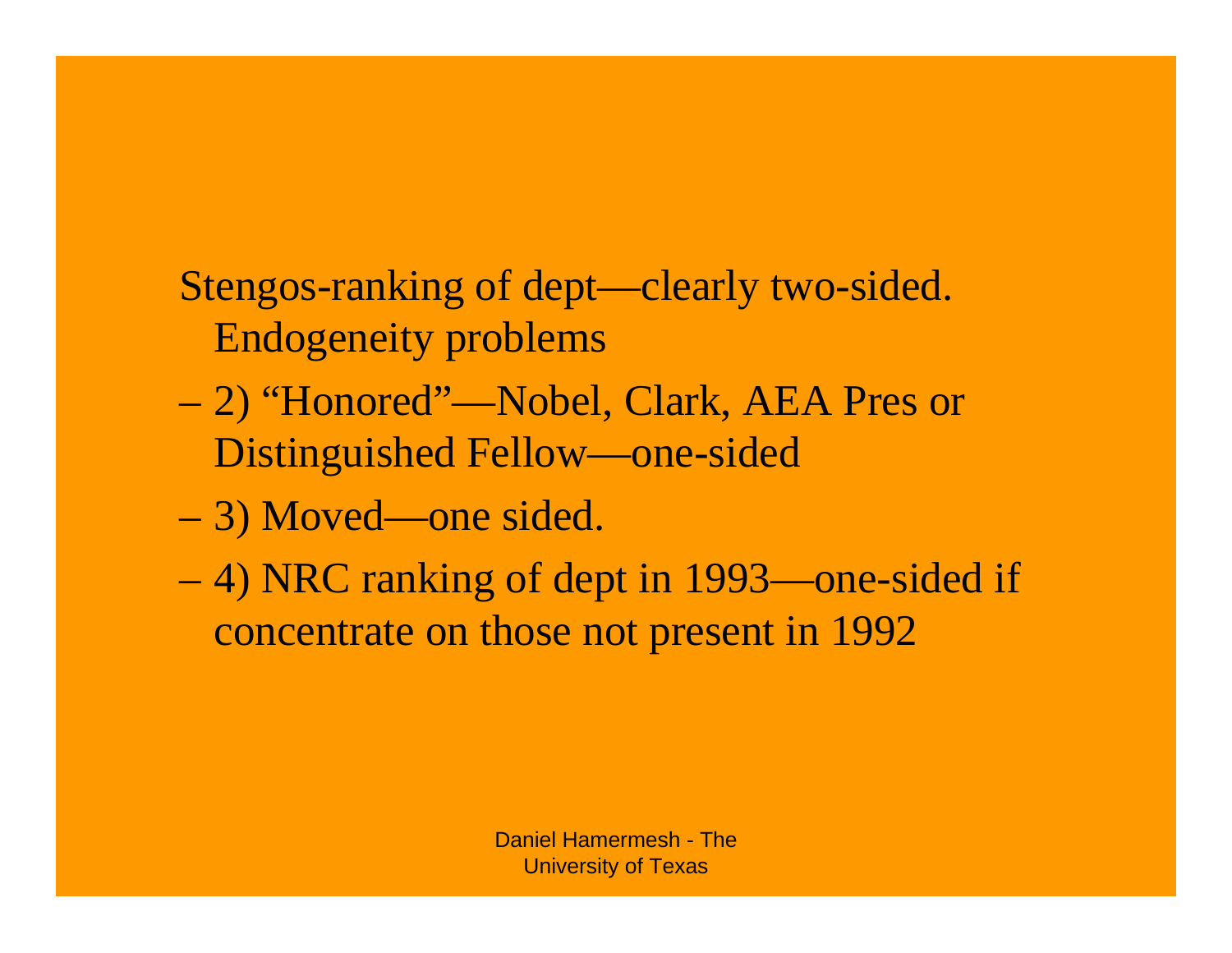Stengos-ranking of dept—clearly two-sided. Endogeneity problems

- 2) “Honored”—Nobel, Clark, AEA Pres or Distinguished Fellow—one-sided
- 3) Moved—one sided.
- 4) NRC ranking of dept in 1993—one-sided if concentrate on those not present in 1992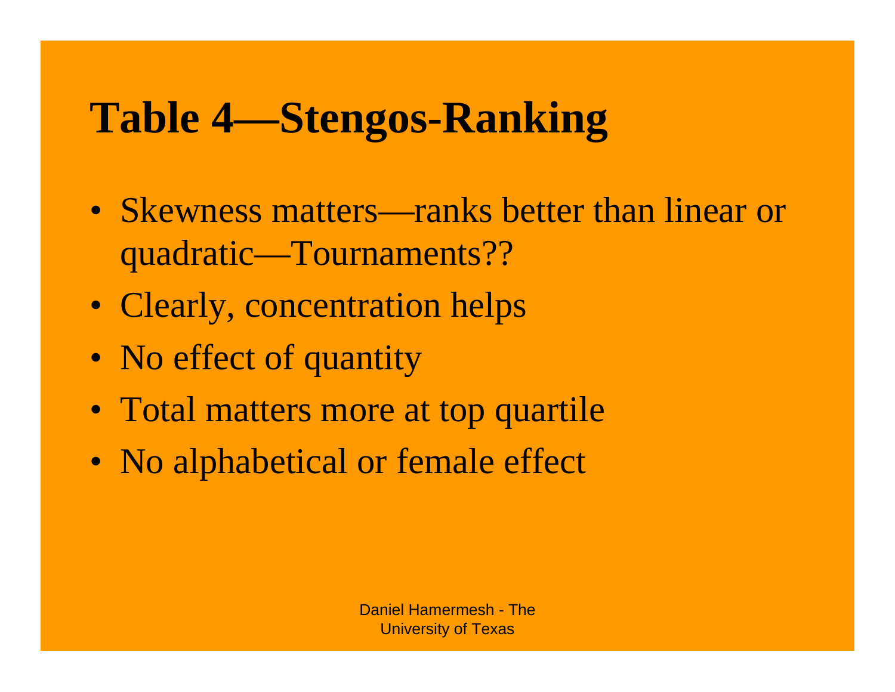# Table 4—Stengos-Ranking

- Skewness matters—ranks better than linear or quadratic—Tournaments??
- Clearly, concentration helps
- No effect of quantity
- Total matters more at top quartile
- No alphabetical or female effect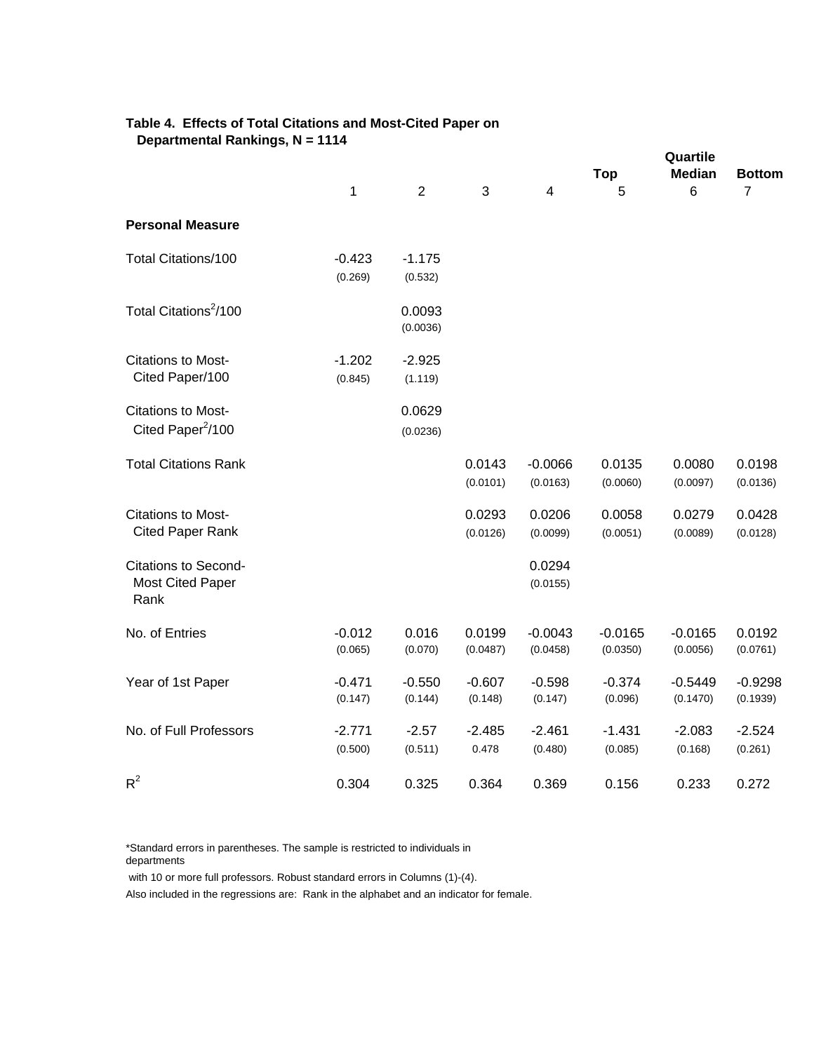**Table 4. Effects of Total Citations and Most-Cited Paper on Departmental Rankings, N = 1114**

| | | | | | Quartile | | |
|---|---|---|---|---|---|---|---|
| | | | | | Top | Median | Bottom |
| | 1 | 2 | 3 | 4 | 5 | 6 | 7 |
| **Personal Measure** | | | | | | | |
| Total Citations/100 | -0.423 | -1.175 | | | | | |
| | (0.269) | (0.532) | | | | | |
| Total Citations$^2$/100 | | 0.0093 | | | | | |
| | | (0.0036) | | | | | |
| Citations to Most-Cited Paper/100 | -1.202 | -2.925 | | | | | |
| | (0.845) | (1.119) | | | | | |
| Citations to Most-Cited Paper$^2$/100 | | 0.0629 | | | | | |
| | | (0.0236) | | | | | |
| Total Citations Rank | | | 0.0143 | -0.0066 | 0.0135 | 0.0080 | 0.0198 |
| | | | (0.0101) | (0.0163) | (0.0060) | (0.0097) | (0.0136) |
| Citations to Most-Cited Paper Rank | | | 0.0293 | 0.0206 | 0.0058 | 0.0279 | 0.0428 |
| | | | (0.0126) | (0.0099) | (0.0051) | (0.0089) | (0.0128) |
| Citations to Second-Most Cited Paper Rank | | | | 0.0294 | | | |
| | | | | (0.0155) | | | |
| No. of Entries | -0.012 | 0.016 | 0.0199 | -0.0043 | -0.0165 | -0.0165 | 0.0192 |
| | (0.065) | (0.070) | (0.0487) | (0.0458) | (0.0350) | (0.0056) | (0.0761) |
| Year of 1st Paper | -0.471 | -0.550 | -0.607 | -0.598 | -0.374 | -0.5449 | -0.9298 |
| | (0.147) | (0.144) | (0.148) | (0.147) | (0.096) | (0.1470) | (0.1939) |
| No. of Full Professors | -2.771 | -2.57 | -2.485 | -2.461 | -1.431 | -2.083 | -2.524 |
| | (0.500) | (0.511) | 0.478 | (0.480) | (0.085) | (0.168) | (0.261) |
| $R^2$ | 0.304 | 0.325 | 0.364 | 0.369 | 0.156 | 0.233 | 0.272 |

*Standard errors in parentheses. The sample is restricted to individuals in departments with 10 or more full professors. Robust standard errors in Columns (1)-(4).

Also included in the regressions are: Rank in the alphabet and an indicator for female.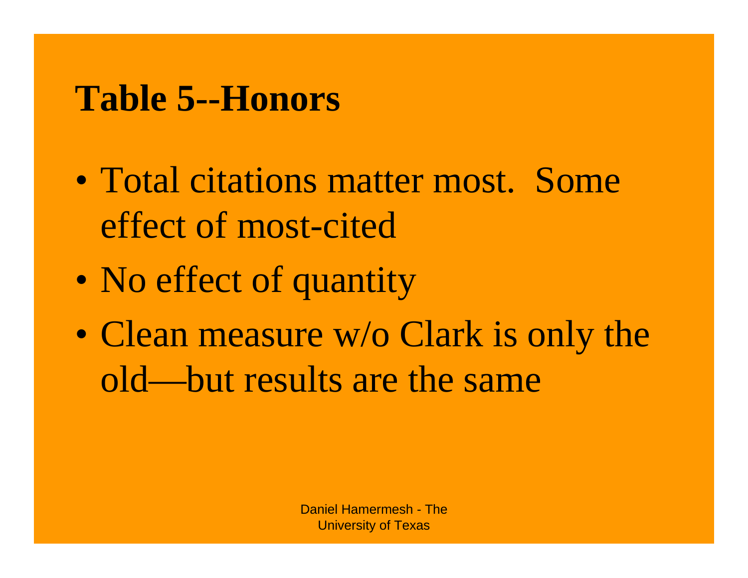# Table 5--Honors

- Total citations matter most. Some effect of most-cited
- No effect of quantity
- Clean measure w/o Clark is only the old—but results are the same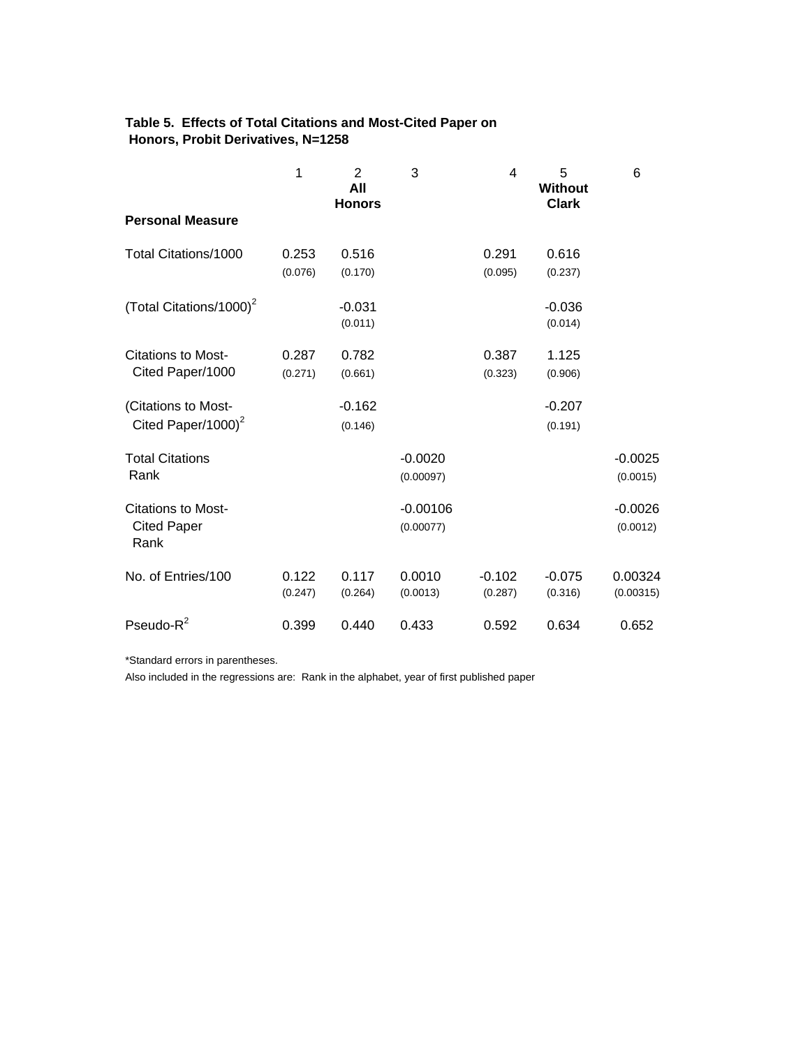**Table 5. Effects of Total Citations and Most-Cited Paper on Honors, Probit Derivatives, N=1258**

| Personal Measure | 1 | 2 All Honors | 3 | 4 | 5 Without Clark | 6 |
|---|---|---|---|---|---|---|
| Total Citations/1000 | 0.253 (0.076) | 0.516 (0.170) | | 0.291 (0.095) | 0.616 (0.237) | |
| (Total Citations/1000)$^2$ | | -0.031 (0.011) | | | -0.036 (0.014) | |
| Citations to Most-Cited Paper/1000 | 0.287 (0.271) | 0.782 (0.661) | | 0.387 (0.323) | 1.125 (0.906) | |
| (Citations to Most-Cited Paper/1000)$^2$ | | -0.162 (0.146) | | | -0.207 (0.191) | |
| Total Citations Rank | | | -0.0020 (0.00097) | | | -0.0025 (0.0015) |
| Citations to Most-Cited Paper Rank | | | -0.00106 (0.00077) | | | -0.0026 (0.0012) |
| No. of Entries/100 | 0.122 (0.247) | 0.117 (0.264) | 0.0010 (0.0013) | -0.102 (0.287) | -0.075 (0.316) | 0.00324 (0.00315) |
| Pseudo-$R^2$ | 0.399 | 0.440 | 0.433 | 0.592 | 0.634 | 0.652 |

*Standard errors in parentheses.

Also included in the regressions are: Rank in the alphabet, year of first published paper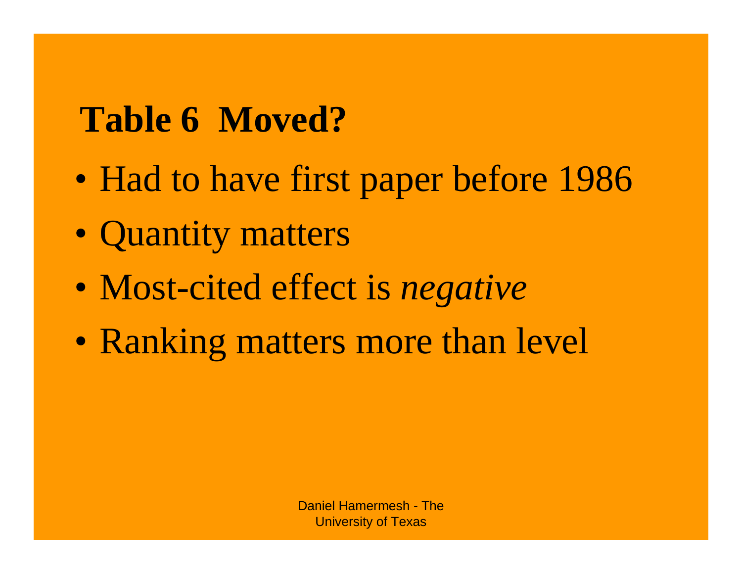# Table 6 Moved?

- Had to have first paper before 1986
- Quantity matters
- Most-cited effect is *negative*
- Ranking matters more than level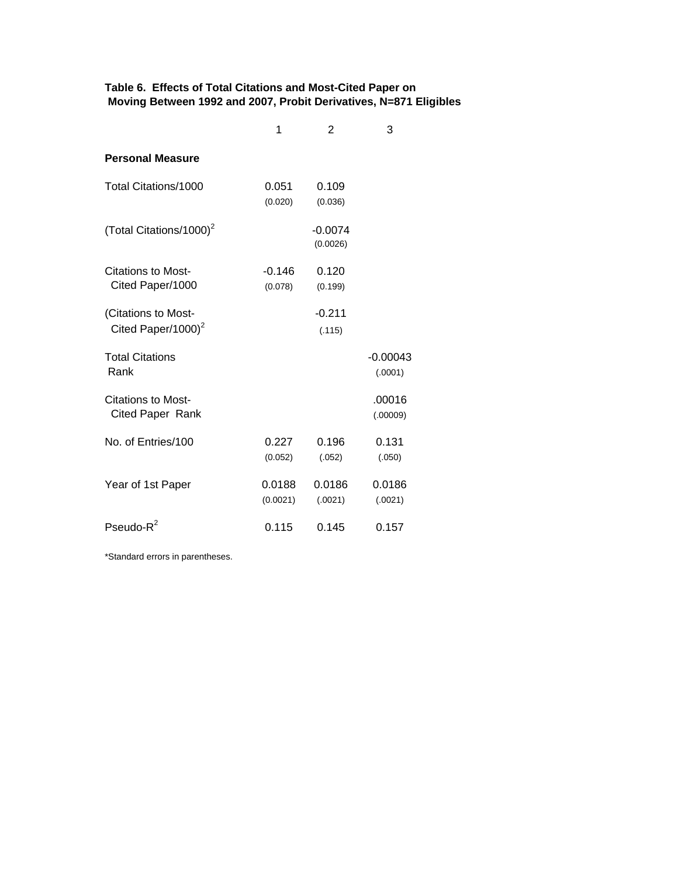**Table 6. Effects of Total Citations and Most-Cited Paper on Moving Between 1992 and 2007, Probit Derivatives, N=871 Eligibles**

| | 1 | 2 | 3 |
|---|---|---|---|
| **Personal Measure** | | | |
| Total Citations/1000 | 0.051 | 0.109 | |
| | (0.020) | (0.036) | |
| $(\text{Total Citations}/1000)^2$ | | -0.0074 | |
| | | (0.0026) | |
| Citations to Most-Cited Paper/1000 | -0.146 | 0.120 | |
| | (0.078) | (0.199) | |
| $(\text{Citations to Most-Cited Paper}/1000)^2$ | | -0.211 | |
| | | (.115) | |
| Total Citations Rank | | | -0.00043 |
| | | | (.0001) |
| Citations to Most-Cited Paper Rank | | | .00016 |
| | | | (.00009) |
| No. of Entries/100 | 0.227 | 0.196 | 0.131 |
| | (0.052) | (.052) | (.050) |
| Year of 1st Paper | 0.0188 | 0.0186 | 0.0186 |
| | (0.0021) | (.0021) | (.0021) |
| Pseudo-$R^2$ | 0.115 | 0.145 | 0.157 |

*Standard errors in parentheses.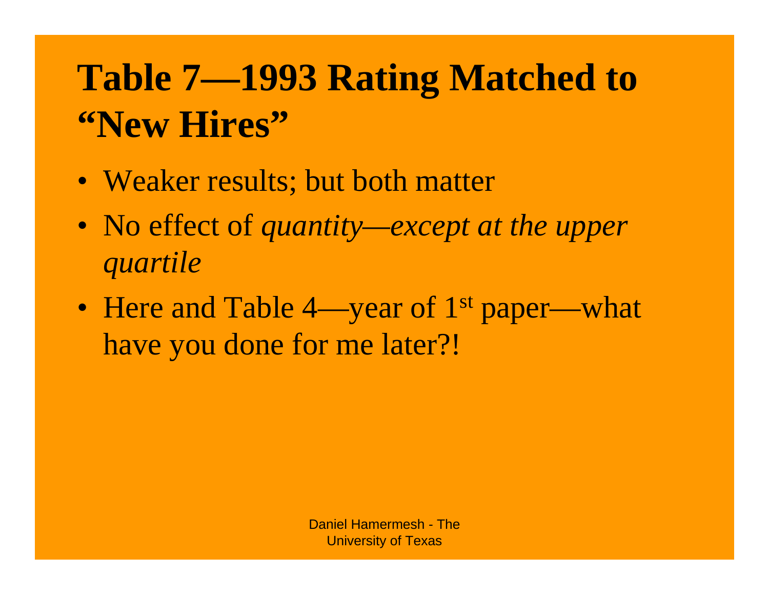# Table 7—1993 Rating Matched to "New Hires"

- Weaker results; but both matter
- No effect of *quantity—except at the upper quartile*
- Here and Table 4—year of 1st paper—what have you done for me later?!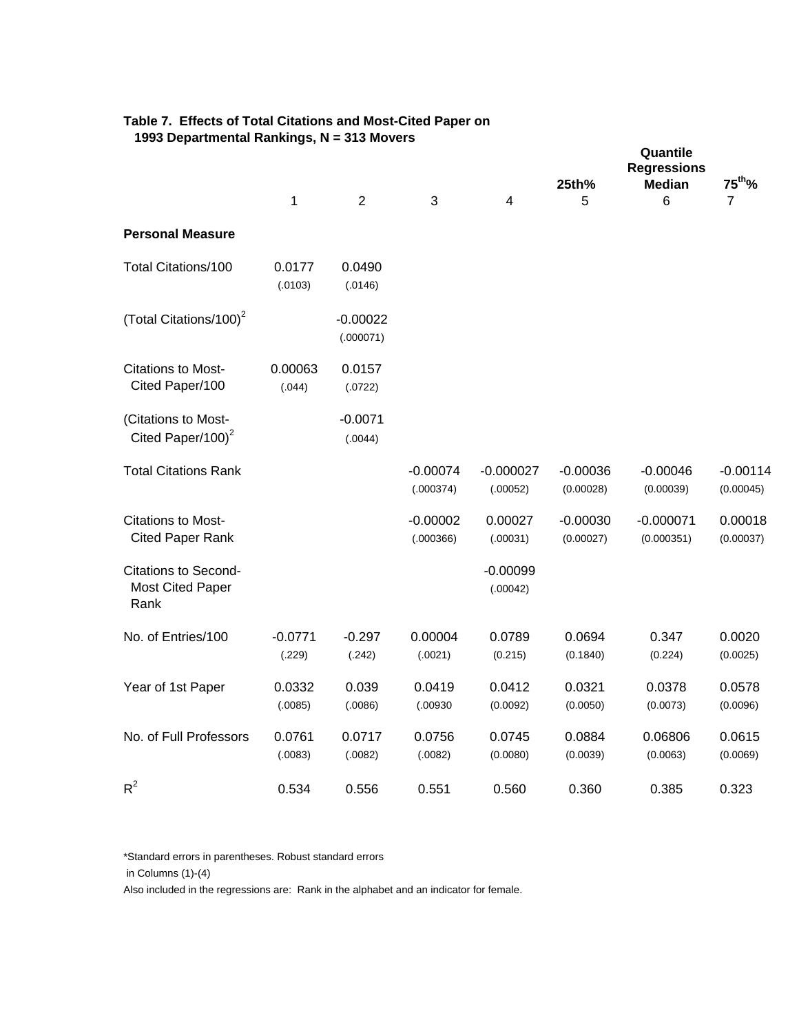**Table 7. Effects of Total Citations and Most-Cited Paper on 1993 Departmental Rankings, N = 313 Movers**

| | | | | | Quantile Regressions | | |
|---|---|---|---|---|---|---|---|
| | | | | | **25th%** | **Median** | **$75^{th}$%** |
| | 1 | 2 | 3 | 4 | 5 | 6 | 7 |
| **Personal Measure** | | | | | | | |
| Total Citations/100 | 0.0177<br>(.0103) | 0.0490<br>(.0146) | | | | | |
| $(\text{Total Citations}/100)^2$ | | -0.00022<br>(.000071) | | | | | |
| Citations to Most-Cited Paper/100 | 0.00063<br>(.044) | 0.0157<br>(.0722) | | | | | |
| $(\text{Citations to Most-Cited Paper}/100)^2$ | | -0.0071<br>(.0044) | | | | | |
| Total Citations Rank | | | -0.00074<br>(.000374) | -0.000027<br>(.00052) | -0.00036<br>(0.00028) | -0.00046<br>(0.00039) | -0.00114<br>(0.00045) |
| Citations to Most-Cited Paper Rank | | | -0.00002<br>(.000366) | 0.00027<br>(.00031) | -0.00030<br>(0.00027) | -0.000071<br>(0.000351) | 0.00018<br>(0.00037) |
| Citations to Second-Most Cited Paper Rank | | | | -0.00099<br>(.00042) | | | |
| No. of Entries/100 | -0.0771<br>(.229) | -0.297<br>(.242) | 0.00004<br>(.0021) | 0.0789<br>(0.215) | 0.0694<br>(0.1840) | 0.347<br>(0.224) | 0.0020<br>(0.0025) |
| Year of 1st Paper | 0.0332<br>(.0085) | 0.039<br>(.0086) | 0.0419<br>(.00930 | 0.0412<br>(0.0092) | 0.0321<br>(0.0050) | 0.0378<br>(0.0073) | 0.0578<br>(0.0096) |
| No. of Full Professors | 0.0761<br>(.0083) | 0.0717<br>(.0082) | 0.0756<br>(.0082) | 0.0745<br>(0.0080) | 0.0884<br>(0.0039) | 0.06806<br>(0.0063) | 0.0615<br>(0.0069) |
| $R^2$ | 0.534 | 0.556 | 0.551 | 0.560 | 0.360 | 0.385 | 0.323 |

*Standard errors in parentheses. Robust standard errors in Columns (1)-(4)

Also included in the regressions are: Rank in the alphabet and an indicator for female.